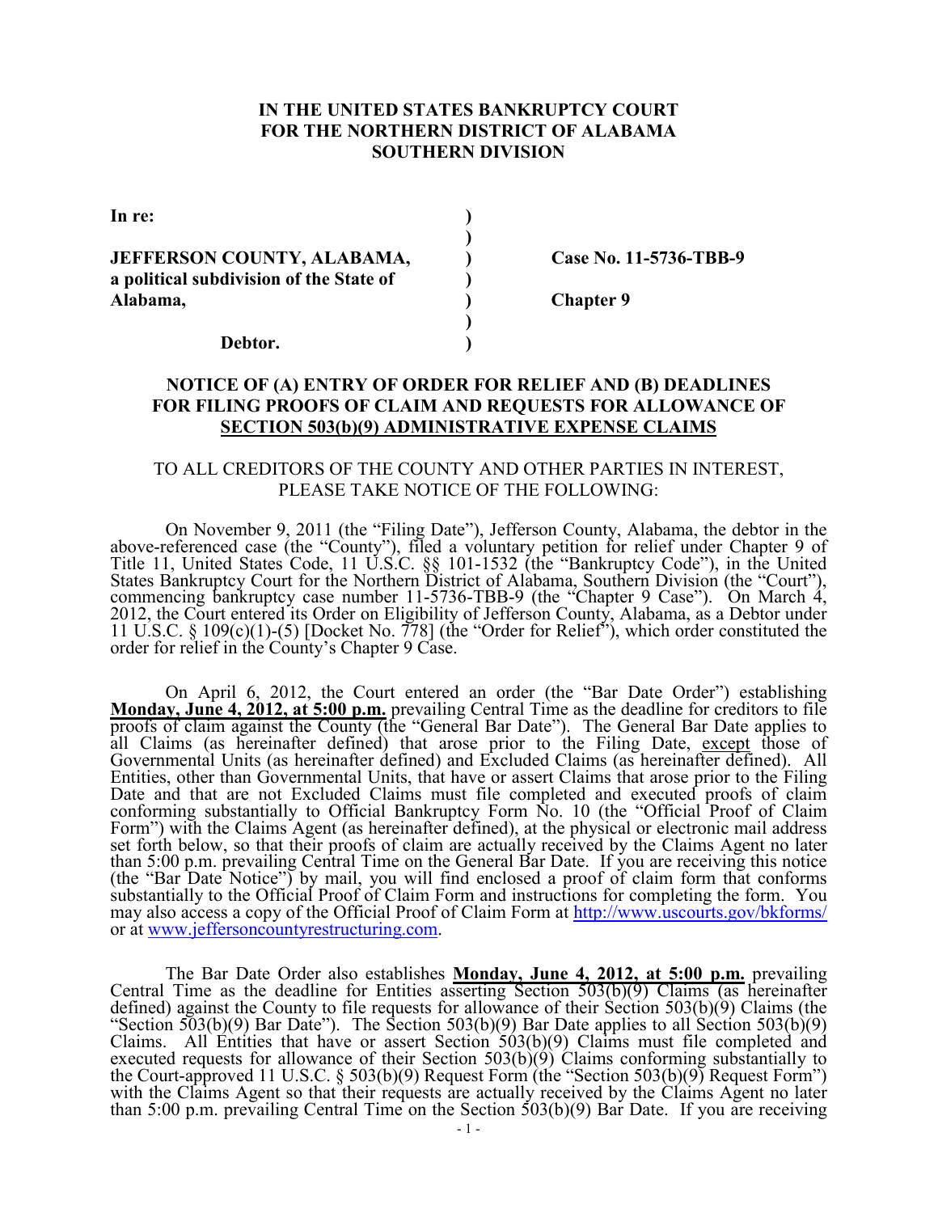**IN THE UNITED STATES BANKRUPTCY COURT**
**FOR THE NORTHERN DISTRICT OF ALABAMA**
**SOUTHERN DIVISION**

| | | |
|---|---|---|
| **In re:** | **)** | |
| | **)** | |
| **JEFFERSON COUNTY, ALABAMA,** | **)** | **Case No. 11-5736-TBB-9** |
| **a political subdivision of the State of** | **)** | |
| **Alabama,** | **)** | **Chapter 9** |
| | **)** | |
| **Debtor.** | **)** | |

**NOTICE OF (A) ENTRY OF ORDER FOR RELIEF AND (B) DEADLINES FOR FILING PROOFS OF CLAIM AND REQUESTS FOR ALLOWANCE OF SECTION 503(b)(9) ADMINISTRATIVE EXPENSE CLAIMS**

TO ALL CREDITORS OF THE COUNTY AND OTHER PARTIES IN INTEREST, PLEASE TAKE NOTICE OF THE FOLLOWING:

On November 9, 2011 (the "Filing Date"), Jefferson County, Alabama, the debtor in the above-referenced case (the "County"), filed a voluntary petition for relief under Chapter 9 of Title 11, United States Code, 11 U.S.C. §§ 101-1532 (the "Bankruptcy Code"), in the United States Bankruptcy Court for the Northern District of Alabama, Southern Division (the "Court"), commencing bankruptcy case number 11-5736-TBB-9 (the "Chapter 9 Case"). On March 4, 2012, the Court entered its Order on Eligibility of Jefferson County, Alabama, as a Debtor under 11 U.S.C. § 109(c)(1)-(5) [Docket No. 778] (the "Order for Relief"), which order constituted the order for relief in the County's Chapter 9 Case.

On April 6, 2012, the Court entered an order (the "Bar Date Order") establishing **Monday, June 4, 2012, at 5:00 p.m.** prevailing Central Time as the deadline for creditors to file proofs of claim against the County (the "General Bar Date"). The General Bar Date applies to all Claims (as hereinafter defined) that arose prior to the Filing Date, except those of Governmental Units (as hereinafter defined) and Excluded Claims (as hereinafter defined). All Entities, other than Governmental Units, that have or assert Claims that arose prior to the Filing Date and that are not Excluded Claims must file completed and executed proofs of claim conforming substantially to Official Bankruptcy Form No. 10 (the "Official Proof of Claim Form") with the Claims Agent (as hereinafter defined), at the physical or electronic mail address set forth below, so that their proofs of claim are actually received by the Claims Agent no later than 5:00 p.m. prevailing Central Time on the General Bar Date. If you are receiving this notice (the "Bar Date Notice") by mail, you will find enclosed a proof of claim form that conforms substantially to the Official Proof of Claim Form and instructions for completing the form. You may also access a copy of the Official Proof of Claim Form at http://www.uscourts.gov/bkforms/ or at www.jeffersoncountyrestructuring.com.

The Bar Date Order also establishes **Monday, June 4, 2012, at 5:00 p.m.** prevailing Central Time as the deadline for Entities asserting Section 503(b)(9) Claims (as hereinafter defined) against the County to file requests for allowance of their Section 503(b)(9) Claims (the "Section 503(b)(9) Bar Date"). The Section 503(b)(9) Bar Date applies to all Section 503(b)(9) Claims. All Entities that have or assert Section 503(b)(9) Claims must file completed and executed requests for allowance of their Section 503(b)(9) Claims conforming substantially to the Court-approved 11 U.S.C. § 503(b)(9) Request Form (the "Section 503(b)(9) Request Form") with the Claims Agent so that their requests are actually received by the Claims Agent no later than 5:00 p.m. prevailing Central Time on the Section 503(b)(9) Bar Date. If you are receiving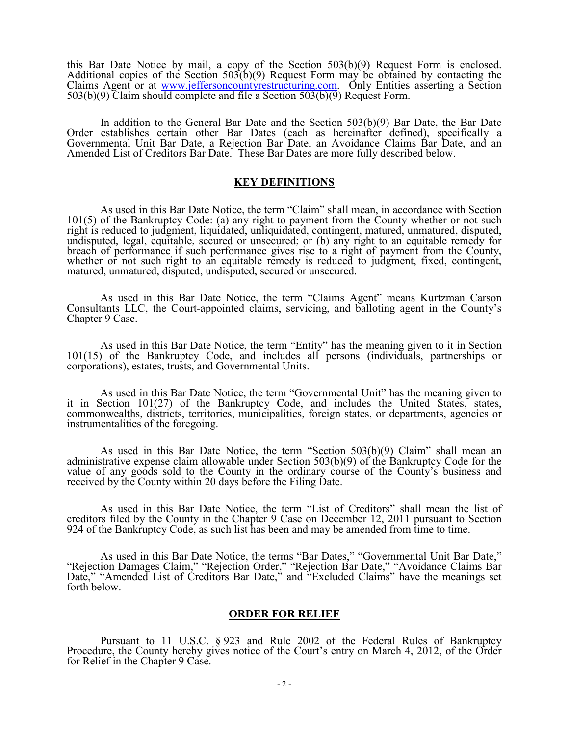this Bar Date Notice by mail, a copy of the Section 503(b)(9) Request Form is enclosed. Additional copies of the Section 503(b)(9) Request Form may be obtained by contacting the Claims Agent or at [www.jeffersoncountyrestructuring.com](http://www.jeffersoncountyrestructuring.com). Only Entities asserting a Section 503(b)(9) Claim should complete and file a Section 503(b)(9) Request Form.

In addition to the General Bar Date and the Section 503(b)(9) Bar Date, the Bar Date Order establishes certain other Bar Dates (each as hereinafter defined), specifically a Governmental Unit Bar Date, a Rejection Bar Date, an Avoidance Claims Bar Date, and an Amended List of Creditors Bar Date. These Bar Dates are more fully described below.

## KEY DEFINITIONS

As used in this Bar Date Notice, the term "Claim" shall mean, in accordance with Section 101(5) of the Bankruptcy Code: (a) any right to payment from the County whether or not such right is reduced to judgment, liquidated, unliquidated, contingent, matured, unmatured, disputed, undisputed, legal, equitable, secured or unsecured; or (b) any right to an equitable remedy for breach of performance if such performance gives rise to a right of payment from the County, whether or not such right to an equitable remedy is reduced to judgment, fixed, contingent, matured, unmatured, disputed, undisputed, secured or unsecured.

As used in this Bar Date Notice, the term "Claims Agent" means Kurtzman Carson Consultants LLC, the Court-appointed claims, servicing, and balloting agent in the County's Chapter 9 Case.

As used in this Bar Date Notice, the term "Entity" has the meaning given to it in Section 101(15) of the Bankruptcy Code, and includes all persons (individuals, partnerships or corporations), estates, trusts, and Governmental Units.

As used in this Bar Date Notice, the term "Governmental Unit" has the meaning given to it in Section 101(27) of the Bankruptcy Code, and includes the United States, states, commonwealths, districts, territories, municipalities, foreign states, or departments, agencies or instrumentalities of the foregoing.

As used in this Bar Date Notice, the term "Section 503(b)(9) Claim" shall mean an administrative expense claim allowable under Section 503(b)(9) of the Bankruptcy Code for the value of any goods sold to the County in the ordinary course of the County's business and received by the County within 20 days before the Filing Date.

As used in this Bar Date Notice, the term "List of Creditors" shall mean the list of creditors filed by the County in the Chapter 9 Case on December 12, 2011 pursuant to Section 924 of the Bankruptcy Code, as such list has been and may be amended from time to time.

As used in this Bar Date Notice, the terms "Bar Dates," "Governmental Unit Bar Date," "Rejection Damages Claim," "Rejection Order," "Rejection Bar Date," "Avoidance Claims Bar Date," "Amended List of Creditors Bar Date," and "Excluded Claims" have the meanings set forth below.

## ORDER FOR RELIEF

Pursuant to 11 U.S.C. § 923 and Rule 2002 of the Federal Rules of Bankruptcy Procedure, the County hereby gives notice of the Court's entry on March 4, 2012, of the Order for Relief in the Chapter 9 Case.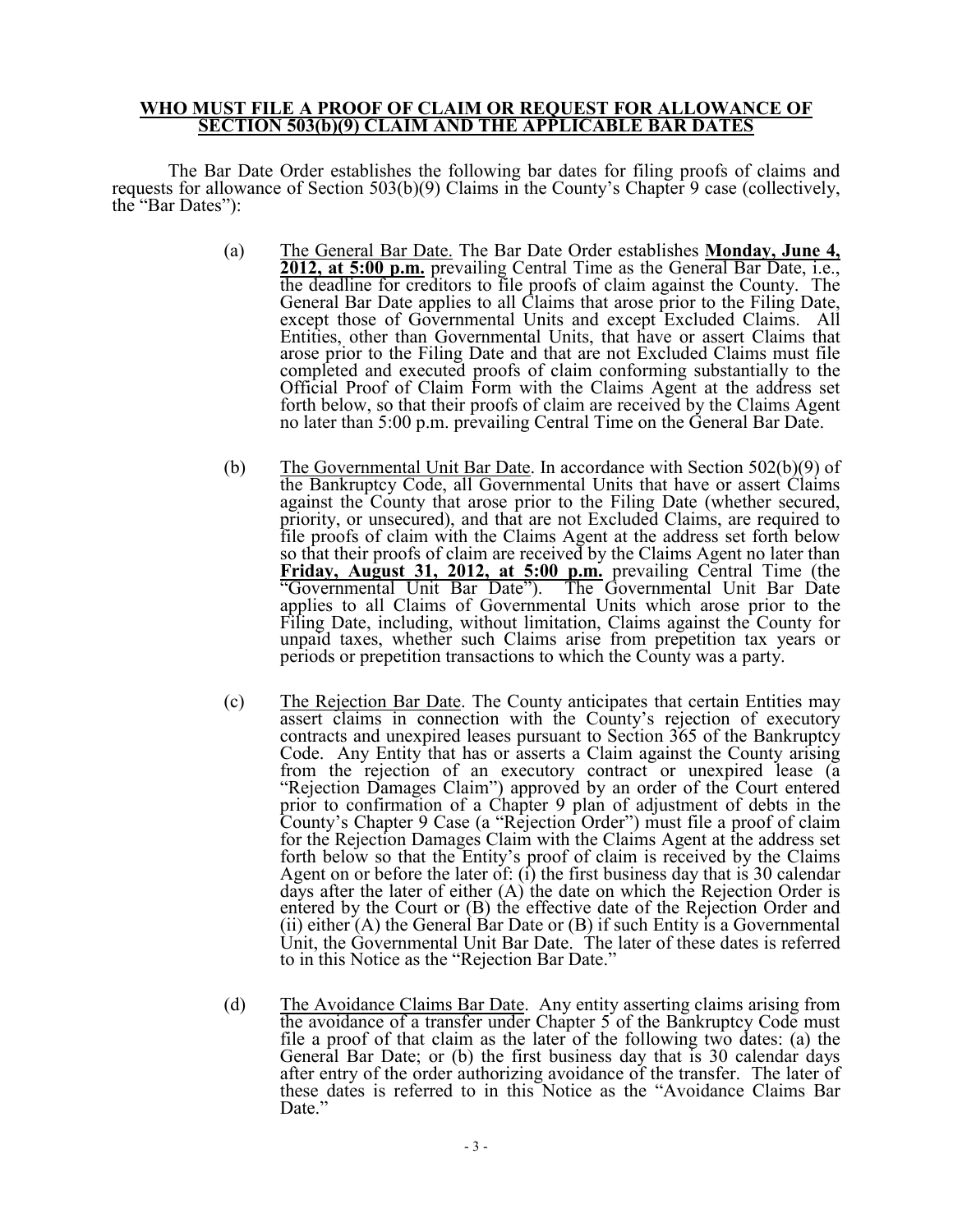## <u>WHO MUST FILE A PROOF OF CLAIM OR REQUEST FOR ALLOWANCE OF SECTION 503(b)(9) CLAIM AND THE APPLICABLE BAR DATES</u>

The Bar Date Order establishes the following bar dates for filing proofs of claims and requests for allowance of Section 503(b)(9) Claims in the County's Chapter 9 case (collectively, the "Bar Dates"):

(a) <u>The General Bar Date.</u> The Bar Date Order establishes **<u>Monday, June 4, 2012, at 5:00 p.m.</u>** prevailing Central Time as the General Bar Date, i.e., the deadline for creditors to file proofs of claim against the County. The General Bar Date applies to all Claims that arose prior to the Filing Date, except those of Governmental Units and except Excluded Claims. All Entities, other than Governmental Units, that have or assert Claims that arose prior to the Filing Date and that are not Excluded Claims must file completed and executed proofs of claim conforming substantially to the Official Proof of Claim Form with the Claims Agent at the address set forth below, so that their proofs of claim are received by the Claims Agent no later than 5:00 p.m. prevailing Central Time on the General Bar Date.

(b) <u>The Governmental Unit Bar Date</u>. In accordance with Section 502(b)(9) of the Bankruptcy Code, all Governmental Units that have or assert Claims against the County that arose prior to the Filing Date (whether secured, priority, or unsecured), and that are not Excluded Claims, are required to file proofs of claim with the Claims Agent at the address set forth below so that their proofs of claim are received by the Claims Agent no later than **<u>Friday, August 31, 2012, at 5:00 p.m.</u>** prevailing Central Time (the "Governmental Unit Bar Date"). The Governmental Unit Bar Date applies to all Claims of Governmental Units which arose prior to the Filing Date, including, without limitation, Claims against the County for unpaid taxes, whether such Claims arise from prepetition tax years or periods or prepetition transactions to which the County was a party.

(c) <u>The Rejection Bar Date</u>. The County anticipates that certain Entities may assert claims in connection with the County's rejection of executory contracts and unexpired leases pursuant to Section 365 of the Bankruptcy Code. Any Entity that has or asserts a Claim against the County arising from the rejection of an executory contract or unexpired lease (a "Rejection Damages Claim") approved by an order of the Court entered prior to confirmation of a Chapter 9 plan of adjustment of debts in the County's Chapter 9 Case (a "Rejection Order") must file a proof of claim for the Rejection Damages Claim with the Claims Agent at the address set forth below so that the Entity's proof of claim is received by the Claims Agent on or before the later of: (i) the first business day that is 30 calendar days after the later of either (A) the date on which the Rejection Order is entered by the Court or (B) the effective date of the Rejection Order and (ii) either (A) the General Bar Date or (B) if such Entity is a Governmental Unit, the Governmental Unit Bar Date. The later of these dates is referred to in this Notice as the "Rejection Bar Date."

(d) <u>The Avoidance Claims Bar Date</u>. Any entity asserting claims arising from the avoidance of a transfer under Chapter 5 of the Bankruptcy Code must file a proof of that claim as the later of the following two dates: (a) the General Bar Date; or (b) the first business day that is 30 calendar days after entry of the order authorizing avoidance of the transfer. The later of these dates is referred to in this Notice as the "Avoidance Claims Bar Date."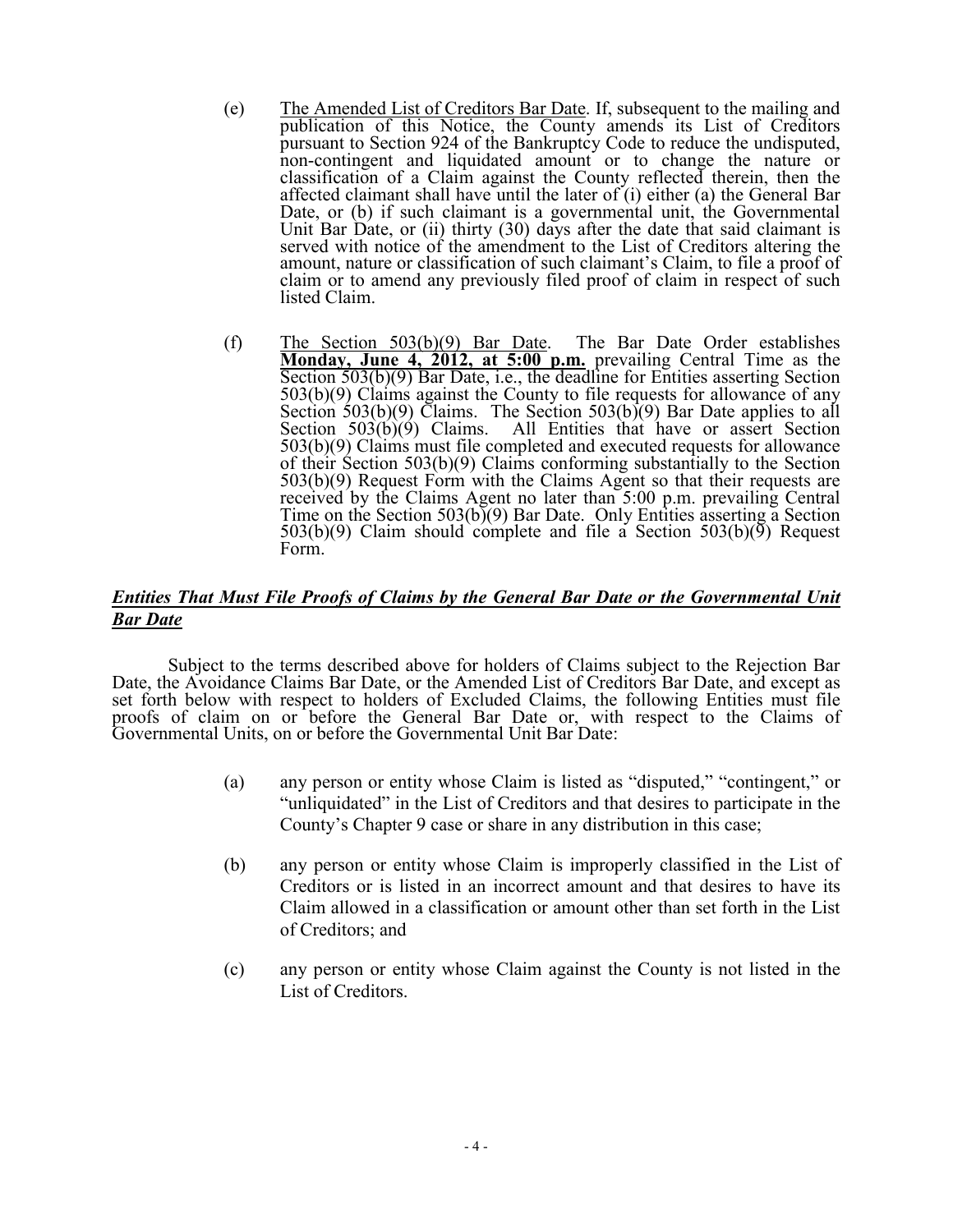(e) The Amended List of Creditors Bar Date. If, subsequent to the mailing and publication of this Notice, the County amends its List of Creditors pursuant to Section 924 of the Bankruptcy Code to reduce the undisputed, non-contingent and liquidated amount or to change the nature or classification of a Claim against the County reflected therein, then the affected claimant shall have until the later of (i) either (a) the General Bar Date, or (b) if such claimant is a governmental unit, the Governmental Unit Bar Date, or (ii) thirty (30) days after the date that said claimant is served with notice of the amendment to the List of Creditors altering the amount, nature or classification of such claimant's Claim, to file a proof of claim or to amend any previously filed proof of claim in respect of such listed Claim.

(f) The Section 503(b)(9) Bar Date. The Bar Date Order establishes **Monday, June 4, 2012, at 5:00 p.m.** prevailing Central Time as the Section 503(b)(9) Bar Date, i.e., the deadline for Entities asserting Section 503(b)(9) Claims against the County to file requests for allowance of any Section 503(b)(9) Claims. The Section 503(b)(9) Bar Date applies to all Section 503(b)(9) Claims. All Entities that have or assert Section 503(b)(9) Claims must file completed and executed requests for allowance of their Section 503(b)(9) Claims conforming substantially to the Section 503(b)(9) Request Form with the Claims Agent so that their requests are received by the Claims Agent no later than 5:00 p.m. prevailing Central Time on the Section 503(b)(9) Bar Date. Only Entities asserting a Section 503(b)(9) Claim should complete and file a Section 503(b)(9) Request Form.

***Entities That Must File Proofs of Claims by the General Bar Date or the Governmental Unit Bar Date***

Subject to the terms described above for holders of Claims subject to the Rejection Bar Date, the Avoidance Claims Bar Date, or the Amended List of Creditors Bar Date, and except as set forth below with respect to holders of Excluded Claims, the following Entities must file proofs of claim on or before the General Bar Date or, with respect to the Claims of Governmental Units, on or before the Governmental Unit Bar Date:

(a) any person or entity whose Claim is listed as "disputed," "contingent," or "unliquidated" in the List of Creditors and that desires to participate in the County's Chapter 9 case or share in any distribution in this case;

(b) any person or entity whose Claim is improperly classified in the List of Creditors or is listed in an incorrect amount and that desires to have its Claim allowed in a classification or amount other than set forth in the List of Creditors; and

(c) any person or entity whose Claim against the County is not listed in the List of Creditors.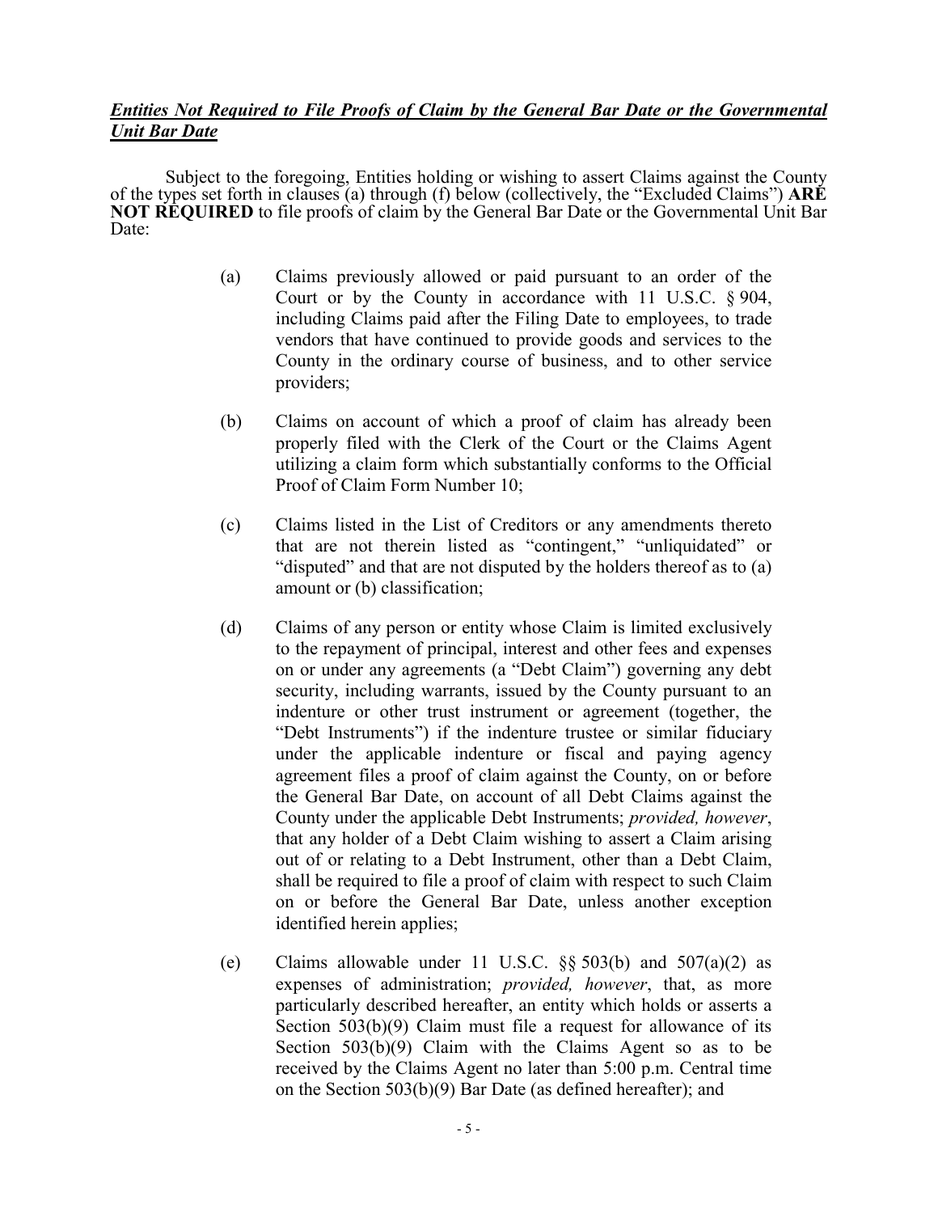***Entities Not Required to File Proofs of Claim by the General Bar Date or the Governmental Unit Bar Date***

Subject to the foregoing, Entities holding or wishing to assert Claims against the County of the types set forth in clauses (a) through (f) below (collectively, the "Excluded Claims") **ARE NOT REQUIRED** to file proofs of claim by the General Bar Date or the Governmental Unit Bar Date:

(a) Claims previously allowed or paid pursuant to an order of the Court or by the County in accordance with 11 U.S.C. § 904, including Claims paid after the Filing Date to employees, to trade vendors that have continued to provide goods and services to the County in the ordinary course of business, and to other service providers;

(b) Claims on account of which a proof of claim has already been properly filed with the Clerk of the Court or the Claims Agent utilizing a claim form which substantially conforms to the Official Proof of Claim Form Number 10;

(c) Claims listed in the List of Creditors or any amendments thereto that are not therein listed as "contingent," "unliquidated" or "disputed" and that are not disputed by the holders thereof as to (a) amount or (b) classification;

(d) Claims of any person or entity whose Claim is limited exclusively to the repayment of principal, interest and other fees and expenses on or under any agreements (a "Debt Claim") governing any debt security, including warrants, issued by the County pursuant to an indenture or other trust instrument or agreement (together, the "Debt Instruments") if the indenture trustee or similar fiduciary under the applicable indenture or fiscal and paying agency agreement files a proof of claim against the County, on or before the General Bar Date, on account of all Debt Claims against the County under the applicable Debt Instruments; *provided, however*, that any holder of a Debt Claim wishing to assert a Claim arising out of or relating to a Debt Instrument, other than a Debt Claim, shall be required to file a proof of claim with respect to such Claim on or before the General Bar Date, unless another exception identified herein applies;

(e) Claims allowable under 11 U.S.C. §§ 503(b) and 507(a)(2) as expenses of administration; *provided, however*, that, as more particularly described hereafter, an entity which holds or asserts a Section 503(b)(9) Claim must file a request for allowance of its Section 503(b)(9) Claim with the Claims Agent so as to be received by the Claims Agent no later than 5:00 p.m. Central time on the Section 503(b)(9) Bar Date (as defined hereafter); and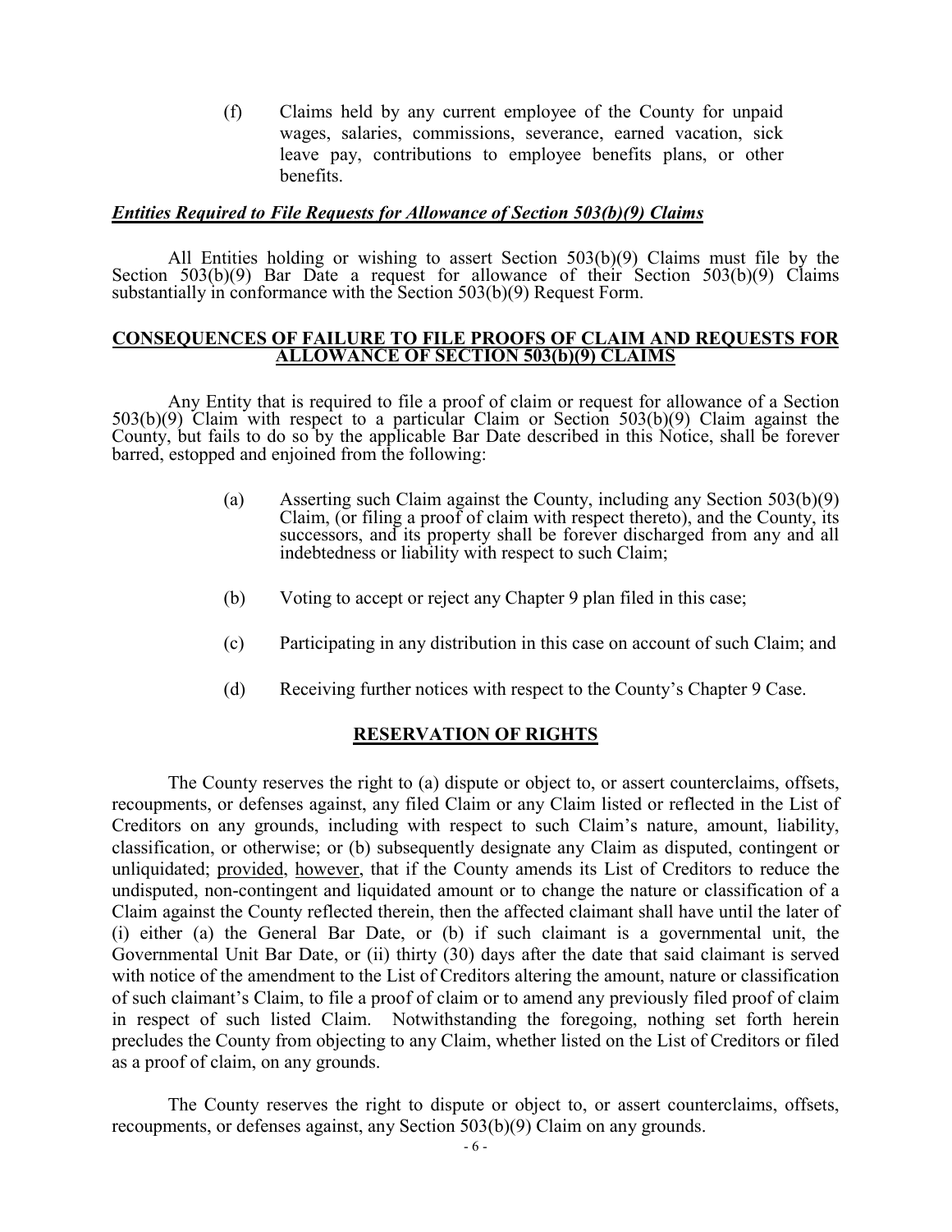(f) Claims held by any current employee of the County for unpaid wages, salaries, commissions, severance, earned vacation, sick leave pay, contributions to employee benefits plans, or other benefits.

***Entities Required to File Requests for Allowance of Section 503(b)(9) Claims***

All Entities holding or wishing to assert Section 503(b)(9) Claims must file by the Section 503(b)(9) Bar Date a request for allowance of their Section 503(b)(9) Claims substantially in conformance with the Section 503(b)(9) Request Form.

**CONSEQUENCES OF FAILURE TO FILE PROOFS OF CLAIM AND REQUESTS FOR ALLOWANCE OF SECTION 503(b)(9) CLAIMS**

Any Entity that is required to file a proof of claim or request for allowance of a Section 503(b)(9) Claim with respect to a particular Claim or Section 503(b)(9) Claim against the County, but fails to do so by the applicable Bar Date described in this Notice, shall be forever barred, estopped and enjoined from the following:

(a) Asserting such Claim against the County, including any Section 503(b)(9) Claim, (or filing a proof of claim with respect thereto), and the County, its successors, and its property shall be forever discharged from any and all indebtedness or liability with respect to such Claim;

(b) Voting to accept or reject any Chapter 9 plan filed in this case;

(c) Participating in any distribution in this case on account of such Claim; and

(d) Receiving further notices with respect to the County's Chapter 9 Case.

**RESERVATION OF RIGHTS**

The County reserves the right to (a) dispute or object to, or assert counterclaims, offsets, recoupments, or defenses against, any filed Claim or any Claim listed or reflected in the List of Creditors on any grounds, including with respect to such Claim's nature, amount, liability, classification, or otherwise; or (b) subsequently designate any Claim as disputed, contingent or unliquidated; provided, however, that if the County amends its List of Creditors to reduce the undisputed, non-contingent and liquidated amount or to change the nature or classification of a Claim against the County reflected therein, then the affected claimant shall have until the later of (i) either (a) the General Bar Date, or (b) if such claimant is a governmental unit, the Governmental Unit Bar Date, or (ii) thirty (30) days after the date that said claimant is served with notice of the amendment to the List of Creditors altering the amount, nature or classification of such claimant's Claim, to file a proof of claim or to amend any previously filed proof of claim in respect of such listed Claim. Notwithstanding the foregoing, nothing set forth herein precludes the County from objecting to any Claim, whether listed on the List of Creditors or filed as a proof of claim, on any grounds.

The County reserves the right to dispute or object to, or assert counterclaims, offsets, recoupments, or defenses against, any Section 503(b)(9) Claim on any grounds.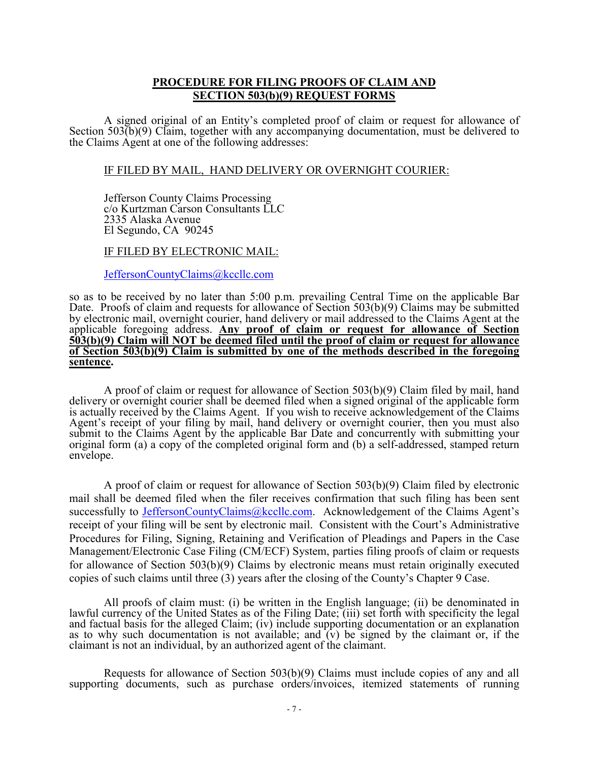## PROCEDURE FOR FILING PROOFS OF CLAIM AND SECTION 503(b)(9) REQUEST FORMS

A signed original of an Entity's completed proof of claim or request for allowance of Section 503(b)(9) Claim, together with any accompanying documentation, must be delivered to the Claims Agent at one of the following addresses:

IF FILED BY MAIL, HAND DELIVERY OR OVERNIGHT COURIER:

Jefferson County Claims Processing
c/o Kurtzman Carson Consultants LLC
2335 Alaska Avenue
El Segundo, CA 90245

IF FILED BY ELECTRONIC MAIL:

JeffersonCountyClaims@kccllc.com

so as to be received by no later than 5:00 p.m. prevailing Central Time on the applicable Bar Date. Proofs of claim and requests for allowance of Section 503(b)(9) Claims may be submitted by electronic mail, overnight courier, hand delivery or mail addressed to the Claims Agent at the applicable foregoing address. **Any proof of claim or request for allowance of Section 503(b)(9) Claim will NOT be deemed filed until the proof of claim or request for allowance of Section 503(b)(9) Claim is submitted by one of the methods described in the foregoing sentence.**

A proof of claim or request for allowance of Section 503(b)(9) Claim filed by mail, hand delivery or overnight courier shall be deemed filed when a signed original of the applicable form is actually received by the Claims Agent. If you wish to receive acknowledgement of the Claims Agent's receipt of your filing by mail, hand delivery or overnight courier, then you must also submit to the Claims Agent by the applicable Bar Date and concurrently with submitting your original form (a) a copy of the completed original form and (b) a self-addressed, stamped return envelope.

A proof of claim or request for allowance of Section 503(b)(9) Claim filed by electronic mail shall be deemed filed when the filer receives confirmation that such filing has been sent successfully to JeffersonCountyClaims@kccllc.com. Acknowledgement of the Claims Agent's receipt of your filing will be sent by electronic mail. Consistent with the Court's Administrative Procedures for Filing, Signing, Retaining and Verification of Pleadings and Papers in the Case Management/Electronic Case Filing (CM/ECF) System, parties filing proofs of claim or requests for allowance of Section 503(b)(9) Claims by electronic means must retain originally executed copies of such claims until three (3) years after the closing of the County's Chapter 9 Case.

All proofs of claim must: (i) be written in the English language; (ii) be denominated in lawful currency of the United States as of the Filing Date; (iii) set forth with specificity the legal and factual basis for the alleged Claim; (iv) include supporting documentation or an explanation as to why such documentation is not available; and (v) be signed by the claimant or, if the claimant is not an individual, by an authorized agent of the claimant.

Requests for allowance of Section 503(b)(9) Claims must include copies of any and all supporting documents, such as purchase orders/invoices, itemized statements of running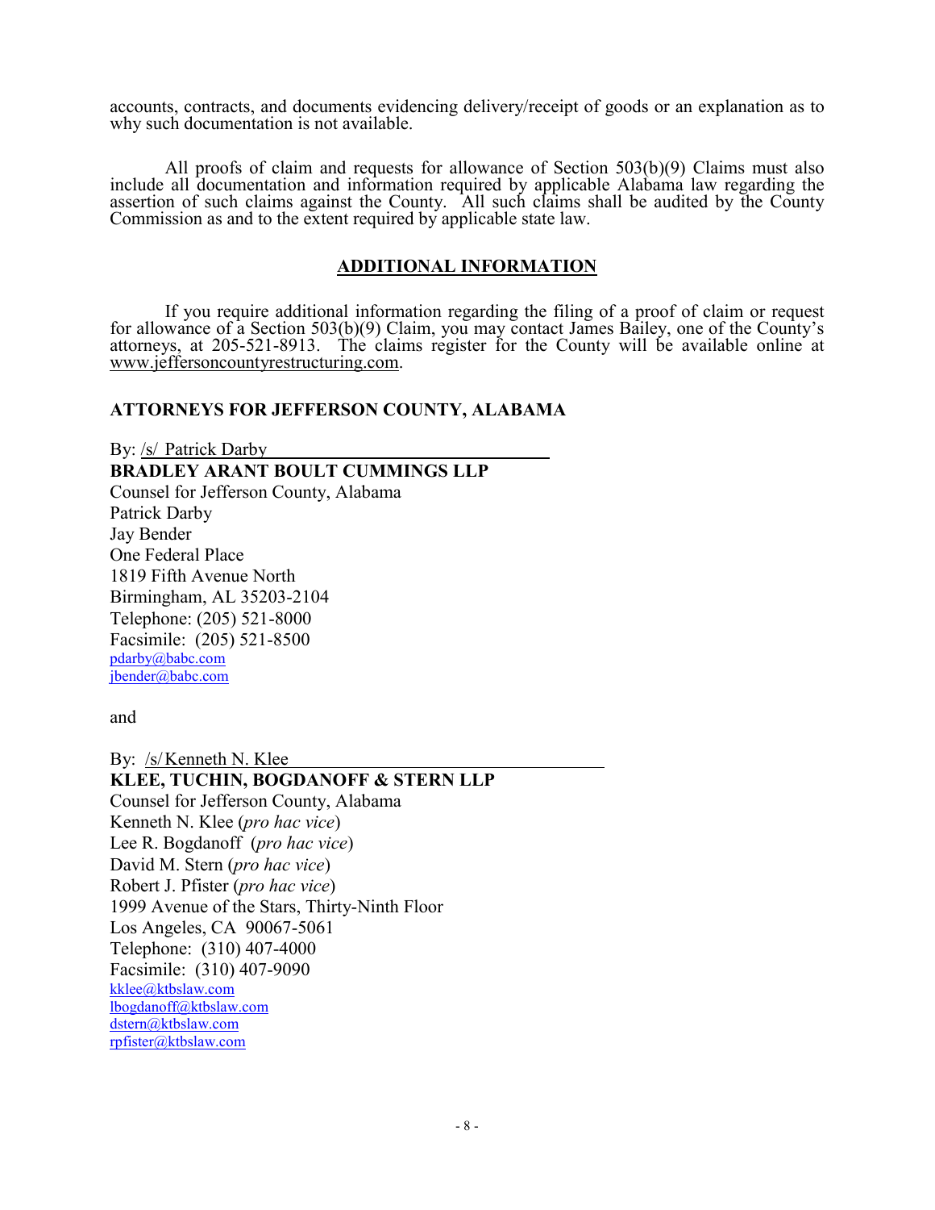accounts, contracts, and documents evidencing delivery/receipt of goods or an explanation as to why such documentation is not available.

All proofs of claim and requests for allowance of Section 503(b)(9) Claims must also include all documentation and information required by applicable Alabama law regarding the assertion of such claims against the County. All such claims shall be audited by the County Commission as and to the extent required by applicable state law.

## ADDITIONAL INFORMATION

If you require additional information regarding the filing of a proof of claim or request for allowance of a Section 503(b)(9) Claim, you may contact James Bailey, one of the County's attorneys, at 205-521-8913. The claims register for the County will be available online at www.jeffersoncountyrestructuring.com.

**ATTORNEYS FOR JEFFERSON COUNTY, ALABAMA**

By: /s/ Patrick Darby  
**BRADLEY ARANT BOULT CUMMINGS LLP**  
Counsel for Jefferson County, Alabama  
Patrick Darby  
Jay Bender  
One Federal Place  
1819 Fifth Avenue North  
Birmingham, AL 35203-2104  
Telephone: (205) 521-8000  
Facsimile: (205) 521-8500  
pdarby@babc.com  
jbender@babc.com

and

By: /s/ Kenneth N. Klee  
**KLEE, TUCHIN, BOGDANOFF & STERN LLP**  
Counsel for Jefferson County, Alabama  
Kenneth N. Klee (*pro hac vice*)  
Lee R. Bogdanoff (*pro hac vice*)  
David M. Stern (*pro hac vice*)  
Robert J. Pfister (*pro hac vice*)  
1999 Avenue of the Stars, Thirty-Ninth Floor  
Los Angeles, CA 90067-5061  
Telephone: (310) 407-4000  
Facsimile: (310) 407-9090  
kklee@ktbslaw.com  
lbogdanoff@ktbslaw.com  
dstern@ktbslaw.com  
rpfister@ktbslaw.com